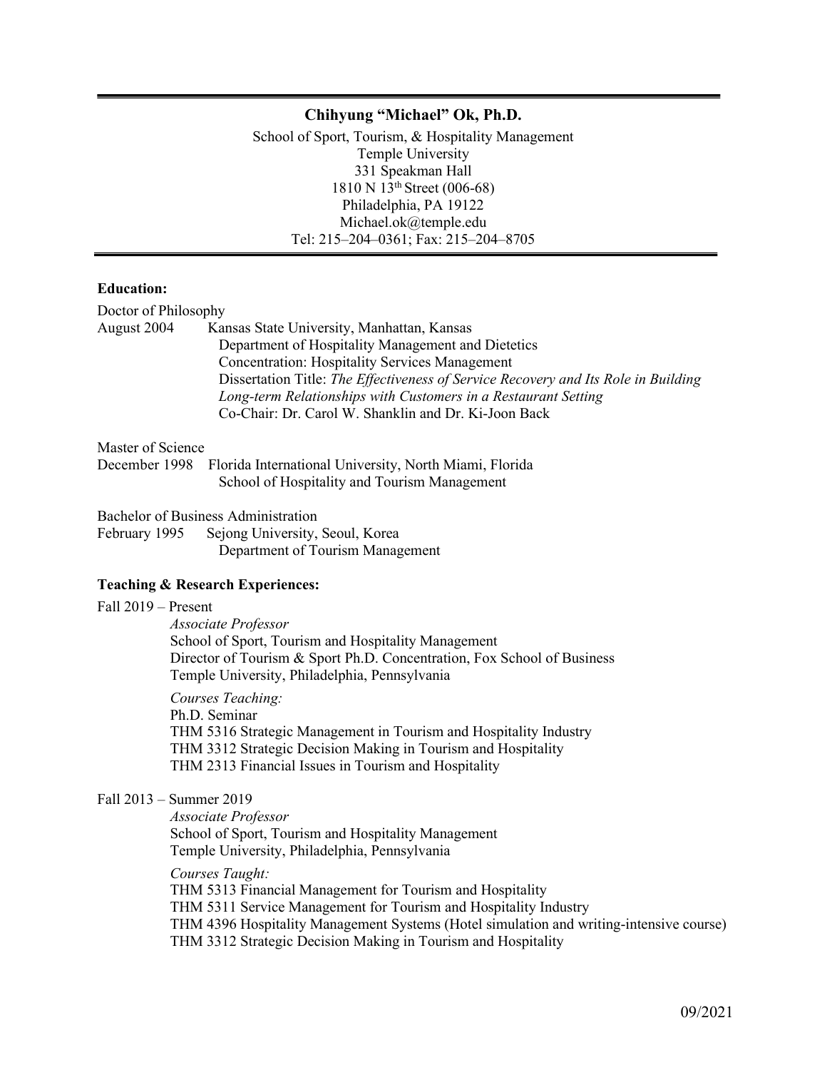# Chihyung "Michael" Ok, Ph.D.

School of Sport, Tourism, & Hospitality Management
Temple University
331 Speakman Hall
1810 N 13th Street (006-68)
Philadelphia, PA 19122
Michael.ok@temple.edu
Tel: 215–204–0361; Fax: 215–204–8705

---

**Education:**

Doctor of Philosophy
August 2004 Kansas State University, Manhattan, Kansas
Department of Hospitality Management and Dietetics
Concentration: Hospitality Services Management
Dissertation Title: *The Effectiveness of Service Recovery and Its Role in Building Long-term Relationships with Customers in a Restaurant Setting*
Co-Chair: Dr. Carol W. Shanklin and Dr. Ki-Joon Back

Master of Science
December 1998 Florida International University, North Miami, Florida
School of Hospitality and Tourism Management

Bachelor of Business Administration
February 1995 Sejong University, Seoul, Korea
Department of Tourism Management

**Teaching & Research Experiences:**

Fall 2019 – Present
*Associate Professor*
School of Sport, Tourism and Hospitality Management
Director of Tourism & Sport Ph.D. Concentration, Fox School of Business
Temple University, Philadelphia, Pennsylvania

*Courses Teaching:*
Ph.D. Seminar
THM 5316 Strategic Management in Tourism and Hospitality Industry
THM 3312 Strategic Decision Making in Tourism and Hospitality
THM 2313 Financial Issues in Tourism and Hospitality

Fall 2013 – Summer 2019
*Associate Professor*
School of Sport, Tourism and Hospitality Management
Temple University, Philadelphia, Pennsylvania

*Courses Taught:*
THM 5313 Financial Management for Tourism and Hospitality
THM 5311 Service Management for Tourism and Hospitality Industry
THM 4396 Hospitality Management Systems (Hotel simulation and writing-intensive course)
THM 3312 Strategic Decision Making in Tourism and Hospitality

09/2021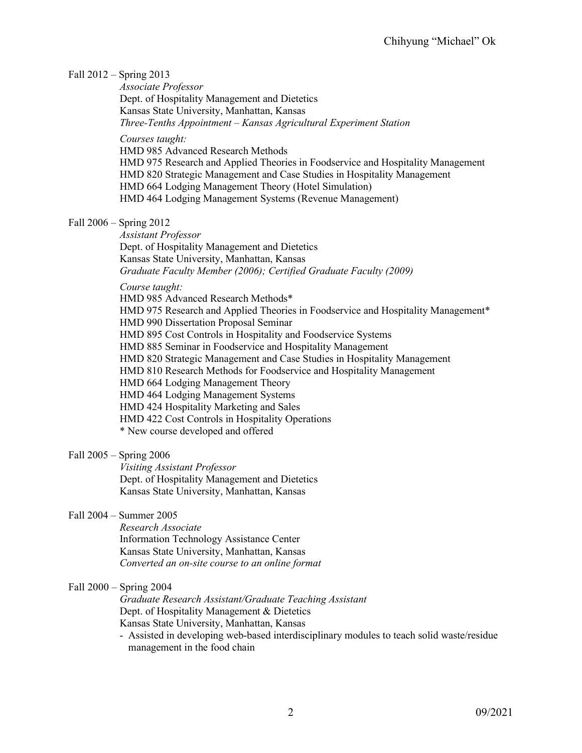Fall 2012 – Spring 2013

*Associate Professor*
Dept. of Hospitality Management and Dietetics
Kansas State University, Manhattan, Kansas
*Three-Tenths Appointment – Kansas Agricultural Experiment Station*

*Courses taught:*
HMD 985 Advanced Research Methods
HMD 975 Research and Applied Theories in Foodservice and Hospitality Management
HMD 820 Strategic Management and Case Studies in Hospitality Management
HMD 664 Lodging Management Theory (Hotel Simulation)
HMD 464 Lodging Management Systems (Revenue Management)

Fall 2006 – Spring 2012

*Assistant Professor*
Dept. of Hospitality Management and Dietetics
Kansas State University, Manhattan, Kansas
*Graduate Faculty Member (2006); Certified Graduate Faculty (2009)*

*Course taught:*
HMD 985 Advanced Research Methods*
HMD 975 Research and Applied Theories in Foodservice and Hospitality Management*
HMD 990 Dissertation Proposal Seminar
HMD 895 Cost Controls in Hospitality and Foodservice Systems
HMD 885 Seminar in Foodservice and Hospitality Management
HMD 820 Strategic Management and Case Studies in Hospitality Management
HMD 810 Research Methods for Foodservice and Hospitality Management
HMD 664 Lodging Management Theory
HMD 464 Lodging Management Systems
HMD 424 Hospitality Marketing and Sales
HMD 422 Cost Controls in Hospitality Operations
* New course developed and offered

Fall 2005 – Spring 2006

*Visiting Assistant Professor*
Dept. of Hospitality Management and Dietetics
Kansas State University, Manhattan, Kansas

Fall 2004 – Summer 2005

*Research Associate*
Information Technology Assistance Center
Kansas State University, Manhattan, Kansas
*Converted an on-site course to an online format*

Fall 2000 – Spring 2004

*Graduate Research Assistant/Graduate Teaching Assistant*
Dept. of Hospitality Management & Dietetics
Kansas State University, Manhattan, Kansas

- Assisted in developing web-based interdisciplinary modules to teach solid waste/residue management in the food chain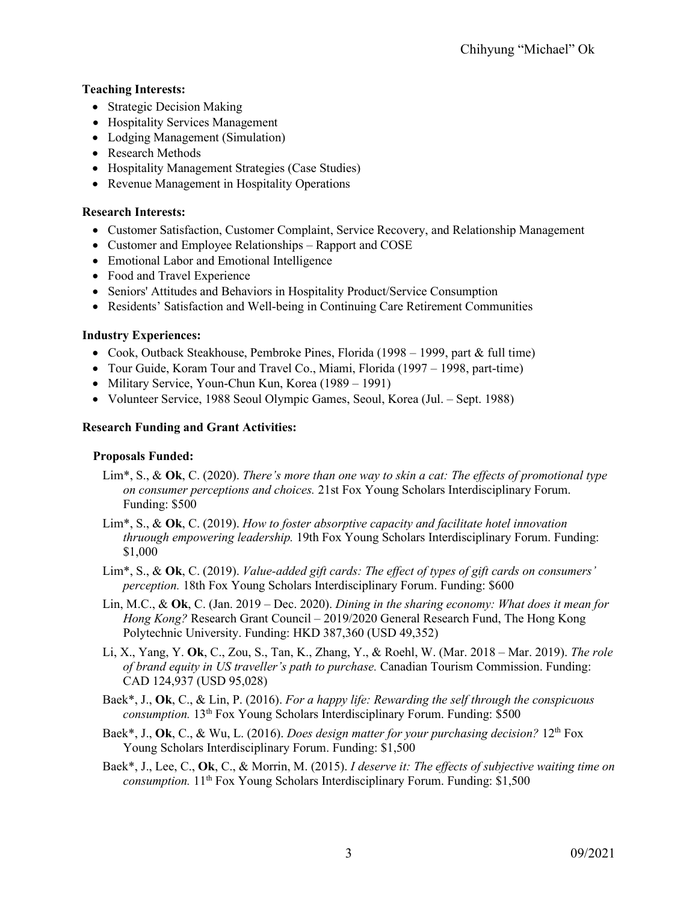**Teaching Interests:**

- Strategic Decision Making
- Hospitality Services Management
- Lodging Management (Simulation)
- Research Methods
- Hospitality Management Strategies (Case Studies)
- Revenue Management in Hospitality Operations

**Research Interests:**

- Customer Satisfaction, Customer Complaint, Service Recovery, and Relationship Management
- Customer and Employee Relationships – Rapport and COSE
- Emotional Labor and Emotional Intelligence
- Food and Travel Experience
- Seniors' Attitudes and Behaviors in Hospitality Product/Service Consumption
- Residents' Satisfaction and Well-being in Continuing Care Retirement Communities

**Industry Experiences:**

- Cook, Outback Steakhouse, Pembroke Pines, Florida (1998 – 1999, part & full time)
- Tour Guide, Koram Tour and Travel Co., Miami, Florida (1997 – 1998, part-time)
- Military Service, Youn-Chun Kun, Korea (1989 – 1991)
- Volunteer Service, 1988 Seoul Olympic Games, Seoul, Korea (Jul. – Sept. 1988)

**Research Funding and Grant Activities:**

**Proposals Funded:**

Lim*, S., & **Ok**, C. (2020). *There's more than one way to skin a cat: The effects of promotional type on consumer perceptions and choices.* 21st Fox Young Scholars Interdisciplinary Forum. Funding: $500

Lim*, S., & **Ok**, C. (2019). *How to foster absorptive capacity and facilitate hotel innovation thruough empowering leadership.* 19th Fox Young Scholars Interdisciplinary Forum. Funding: $1,000

Lim*, S., & **Ok**, C. (2019). *Value-added gift cards: The effect of types of gift cards on consumers' perception.* 18th Fox Young Scholars Interdisciplinary Forum. Funding: $600

Lin, M.C., & **Ok**, C. (Jan. 2019 – Dec. 2020). *Dining in the sharing economy: What does it mean for Hong Kong?* Research Grant Council – 2019/2020 General Research Fund, The Hong Kong Polytechnic University. Funding: HKD 387,360 (USD 49,352)

Li, X., Yang, Y. **Ok**, C., Zou, S., Tan, K., Zhang, Y., & Roehl, W. (Mar. 2018 – Mar. 2019). *The role of brand equity in US traveller's path to purchase.* Canadian Tourism Commission. Funding: CAD 124,937 (USD 95,028)

Baek*, J., **Ok**, C., & Lin, P. (2016). *For a happy life: Rewarding the self through the conspicuous consumption.* 13th Fox Young Scholars Interdisciplinary Forum. Funding: $500

Baek*, J., **Ok**, C., & Wu, L. (2016). *Does design matter for your purchasing decision?* 12th Fox Young Scholars Interdisciplinary Forum. Funding: $1,500

Baek*, J., Lee, C., **Ok**, C., & Morrin, M. (2015). *I deserve it: The effects of subjective waiting time on consumption.* 11th Fox Young Scholars Interdisciplinary Forum. Funding: $1,500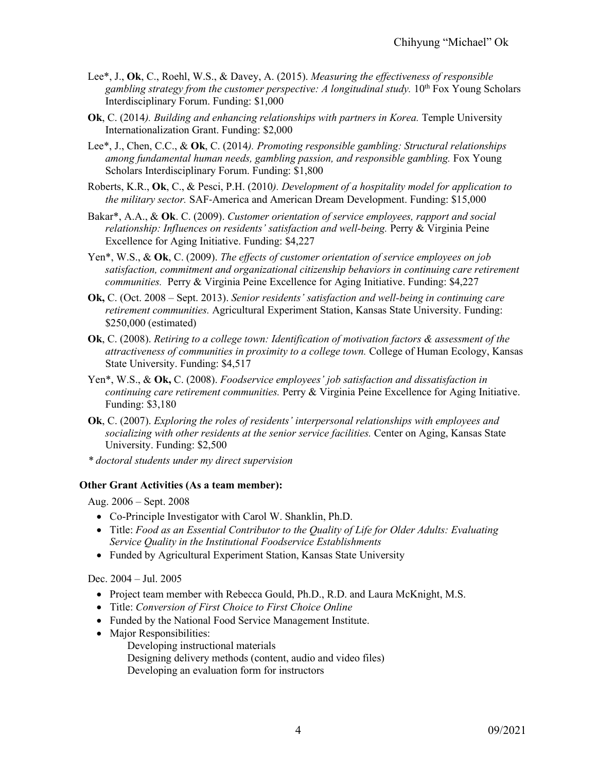Lee*, J., **Ok**, C., Roehl, W.S., & Davey, A. (2015). *Measuring the effectiveness of responsible gambling strategy from the customer perspective: A longitudinal study.* 10th Fox Young Scholars Interdisciplinary Forum. Funding: $1,000

**Ok**, C. (2014*). Building and enhancing relationships with partners in Korea.* Temple University Internationalization Grant. Funding: $2,000

Lee*, J., Chen, C.C., & **Ok**, C. (2014*). Promoting responsible gambling: Structural relationships among fundamental human needs, gambling passion, and responsible gambling.* Fox Young Scholars Interdisciplinary Forum. Funding: $1,800

Roberts, K.R., **Ok**, C., & Pesci, P.H. (2010*). Development of a hospitality model for application to the military sector.* SAF-America and American Dream Development. Funding: $15,000

Bakar*, A.A., & **Ok**. C. (2009). *Customer orientation of service employees, rapport and social relationship: Influences on residents' satisfaction and well-being.* Perry & Virginia Peine Excellence for Aging Initiative. Funding: $4,227

Yen*, W.S., & **Ok**, C. (2009). *The effects of customer orientation of service employees on job satisfaction, commitment and organizational citizenship behaviors in continuing care retirement communities.* Perry & Virginia Peine Excellence for Aging Initiative. Funding: $4,227

**Ok,** C. (Oct. 2008 – Sept. 2013). *Senior residents' satisfaction and well-being in continuing care retirement communities.* Agricultural Experiment Station, Kansas State University. Funding: $250,000 (estimated)

**Ok**, C. (2008). *Retiring to a college town: Identification of motivation factors & assessment of the attractiveness of communities in proximity to a college town.* College of Human Ecology, Kansas State University. Funding: $4,517

Yen*, W.S., & **Ok,** C. (2008). *Foodservice employees' job satisfaction and dissatisfaction in continuing care retirement communities.* Perry & Virginia Peine Excellence for Aging Initiative. Funding: $3,180

**Ok**, C. (2007). *Exploring the roles of residents' interpersonal relationships with employees and socializing with other residents at the senior service facilities.* Center on Aging, Kansas State University. Funding: $2,500

*\* doctoral students under my direct supervision*

**Other Grant Activities (As a team member):**

Aug. 2006 – Sept. 2008

- Co-Principle Investigator with Carol W. Shanklin, Ph.D.
- Title: *Food as an Essential Contributor to the Quality of Life for Older Adults: Evaluating Service Quality in the Institutional Foodservice Establishments*
- Funded by Agricultural Experiment Station, Kansas State University

Dec. 2004 – Jul. 2005

- Project team member with Rebecca Gould, Ph.D., R.D. and Laura McKnight, M.S.
- Title: *Conversion of First Choice to First Choice Online*
- Funded by the National Food Service Management Institute.
- Major Responsibilities:
  - Developing instructional materials
  - Designing delivery methods (content, audio and video files)
  - Developing an evaluation form for instructors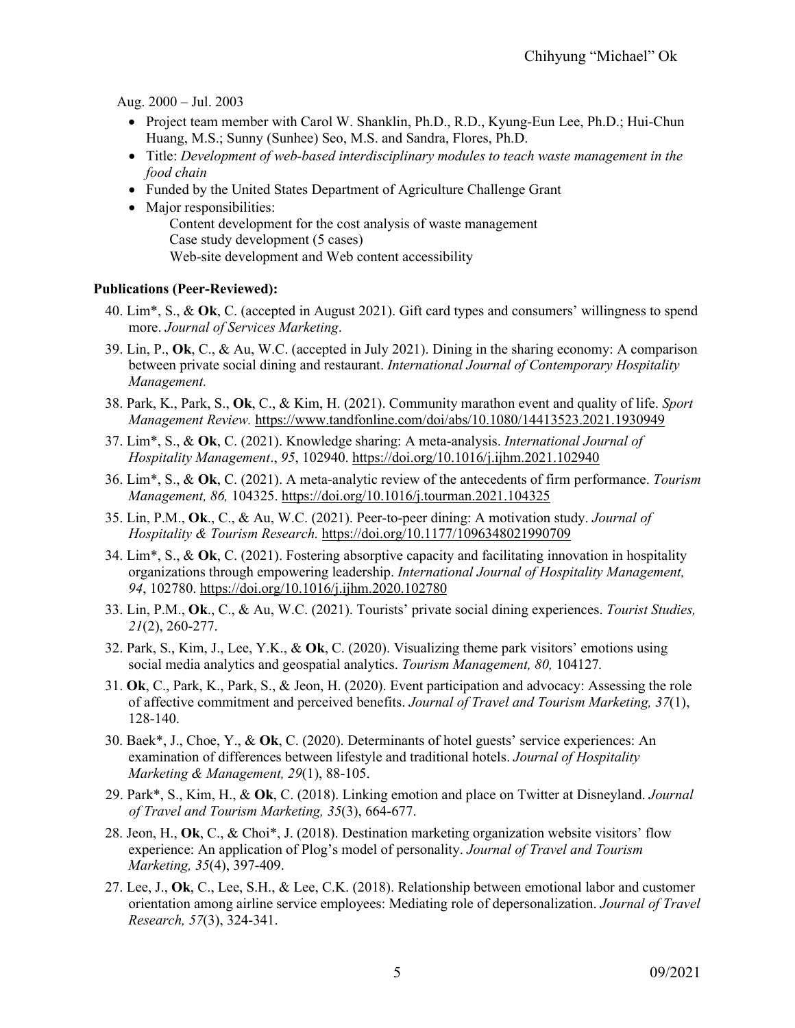Aug. 2000 – Jul. 2003

- Project team member with Carol W. Shanklin, Ph.D., R.D., Kyung-Eun Lee, Ph.D.; Hui-Chun Huang, M.S.; Sunny (Sunhee) Seo, M.S. and Sandra, Flores, Ph.D.
- Title: *Development of web-based interdisciplinary modules to teach waste management in the food chain*
- Funded by the United States Department of Agriculture Challenge Grant
- Major responsibilities:
  - Content development for the cost analysis of waste management
  - Case study development (5 cases)
  - Web-site development and Web content accessibility

**Publications (Peer-Reviewed):**

40. Lim*, S., & **Ok**, C. (accepted in August 2021). Gift card types and consumers' willingness to spend more. *Journal of Services Marketing*.
39. Lin, P., **Ok**, C., & Au, W.C. (accepted in July 2021). Dining in the sharing economy: A comparison between private social dining and restaurant. *International Journal of Contemporary Hospitality Management.*
38. Park, K., Park, S., **Ok**, C., & Kim, H. (2021). Community marathon event and quality of life. *Sport Management Review.* https://www.tandfonline.com/doi/abs/10.1080/14413523.2021.1930949
37. Lim*, S., & **Ok**, C. (2021). Knowledge sharing: A meta-analysis. *International Journal of Hospitality Management*., *95*, 102940. https://doi.org/10.1016/j.ijhm.2021.102940
36. Lim*, S., & **Ok**, C. (2021). A meta-analytic review of the antecedents of firm performance. *Tourism Management, 86,* 104325. https://doi.org/10.1016/j.tourman.2021.104325
35. Lin, P.M., **Ok**., C., & Au, W.C. (2021). Peer-to-peer dining: A motivation study. *Journal of Hospitality & Tourism Research.* https://doi.org/10.1177/1096348021990709
34. Lim*, S., & **Ok**, C. (2021). Fostering absorptive capacity and facilitating innovation in hospitality organizations through empowering leadership. *International Journal of Hospitality Management, 94*, 102780. https://doi.org/10.1016/j.ijhm.2020.102780
33. Lin, P.M., **Ok**., C., & Au, W.C. (2021). Tourists' private social dining experiences. *Tourist Studies, 21*(2), 260-277.
32. Park, S., Kim, J., Lee, Y.K., & **Ok**, C. (2020). Visualizing theme park visitors' emotions using social media analytics and geospatial analytics. *Tourism Management, 80,* 104127*.*
31. **Ok**, C., Park, K., Park, S., & Jeon, H. (2020). Event participation and advocacy: Assessing the role of affective commitment and perceived benefits. *Journal of Travel and Tourism Marketing, 37*(1), 128-140.
30. Baek*, J., Choe, Y., & **Ok**, C. (2020). Determinants of hotel guests' service experiences: An examination of differences between lifestyle and traditional hotels. *Journal of Hospitality Marketing & Management, 29*(1), 88-105.
29. Park*, S., Kim, H., & **Ok**, C. (2018). Linking emotion and place on Twitter at Disneyland. *Journal of Travel and Tourism Marketing, 35*(3), 664-677.
28. Jeon, H., **Ok**, C., & Choi*, J. (2018). Destination marketing organization website visitors' flow experience: An application of Plog's model of personality. *Journal of Travel and Tourism Marketing, 35*(4), 397-409.
27. Lee, J., **Ok**, C., Lee, S.H., & Lee, C.K. (2018). Relationship between emotional labor and customer orientation among airline service employees: Mediating role of depersonalization. *Journal of Travel Research, 57*(3), 324-341.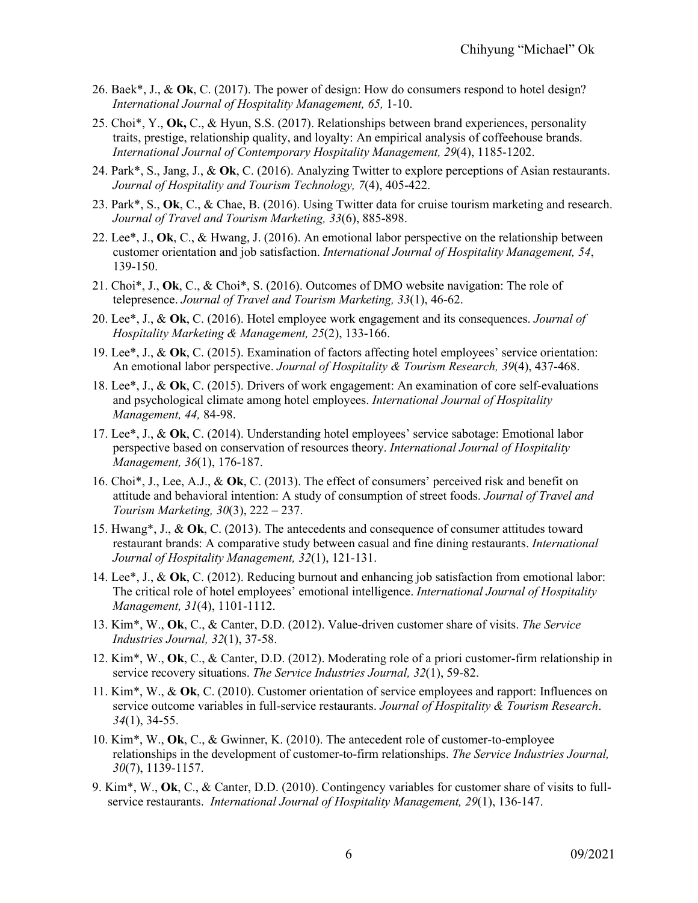26. Baek*, J., & **Ok**, C. (2017). The power of design: How do consumers respond to hotel design? *International Journal of Hospitality Management, 65,* 1-10.

25. Choi*, Y., **Ok,** C., & Hyun, S.S. (2017). Relationships between brand experiences, personality traits, prestige, relationship quality, and loyalty: An empirical analysis of coffeehouse brands. *International Journal of Contemporary Hospitality Management, 29*(4), 1185-1202.

24. Park*, S., Jang, J., & **Ok**, C. (2016). Analyzing Twitter to explore perceptions of Asian restaurants. *Journal of Hospitality and Tourism Technology, 7*(4), 405-422.

23. Park*, S., **Ok**, C., & Chae, B. (2016). Using Twitter data for cruise tourism marketing and research. *Journal of Travel and Tourism Marketing, 33*(6), 885-898.

22. Lee*, J., **Ok**, C., & Hwang, J. (2016). An emotional labor perspective on the relationship between customer orientation and job satisfaction. *International Journal of Hospitality Management, 54*, 139-150.

21. Choi*, J., **Ok**, C., & Choi*, S. (2016). Outcomes of DMO website navigation: The role of telepresence. *Journal of Travel and Tourism Marketing, 33*(1), 46-62.

20. Lee*, J., & **Ok**, C. (2016). Hotel employee work engagement and its consequences. *Journal of Hospitality Marketing & Management, 25*(2), 133-166.

19. Lee*, J., & **Ok**, C. (2015). Examination of factors affecting hotel employees' service orientation: An emotional labor perspective. *Journal of Hospitality & Tourism Research, 39*(4), 437-468.

18. Lee*, J., & **Ok**, C. (2015). Drivers of work engagement: An examination of core self-evaluations and psychological climate among hotel employees. *International Journal of Hospitality Management, 44,* 84-98.

17. Lee*, J., & **Ok**, C. (2014). Understanding hotel employees' service sabotage: Emotional labor perspective based on conservation of resources theory. *International Journal of Hospitality Management, 36*(1), 176-187.

16. Choi*, J., Lee, A.J., & **Ok**, C. (2013). The effect of consumers' perceived risk and benefit on attitude and behavioral intention: A study of consumption of street foods. *Journal of Travel and Tourism Marketing, 30*(3), 222 – 237.

15. Hwang*, J., & **Ok**, C. (2013). The antecedents and consequence of consumer attitudes toward restaurant brands: A comparative study between casual and fine dining restaurants. *International Journal of Hospitality Management, 32*(1), 121-131.

14. Lee*, J., & **Ok**, C. (2012). Reducing burnout and enhancing job satisfaction from emotional labor: The critical role of hotel employees' emotional intelligence. *International Journal of Hospitality Management, 31*(4), 1101-1112.

13. Kim*, W., **Ok**, C., & Canter, D.D. (2012). Value-driven customer share of visits. *The Service Industries Journal, 32*(1), 37-58.

12. Kim*, W., **Ok**, C., & Canter, D.D. (2012). Moderating role of a priori customer-firm relationship in service recovery situations. *The Service Industries Journal, 32*(1), 59-82.

11. Kim*, W., & **Ok**, C. (2010). Customer orientation of service employees and rapport: Influences on service outcome variables in full-service restaurants. *Journal of Hospitality & Tourism Research*. *34*(1), 34-55.

10. Kim*, W., **Ok**, C., & Gwinner, K. (2010). The antecedent role of customer-to-employee relationships in the development of customer-to-firm relationships. *The Service Industries Journal, 30*(7), 1139-1157.

9. Kim*, W., **Ok**, C., & Canter, D.D. (2010). Contingency variables for customer share of visits to full-service restaurants. *International Journal of Hospitality Management, 29*(1), 136-147.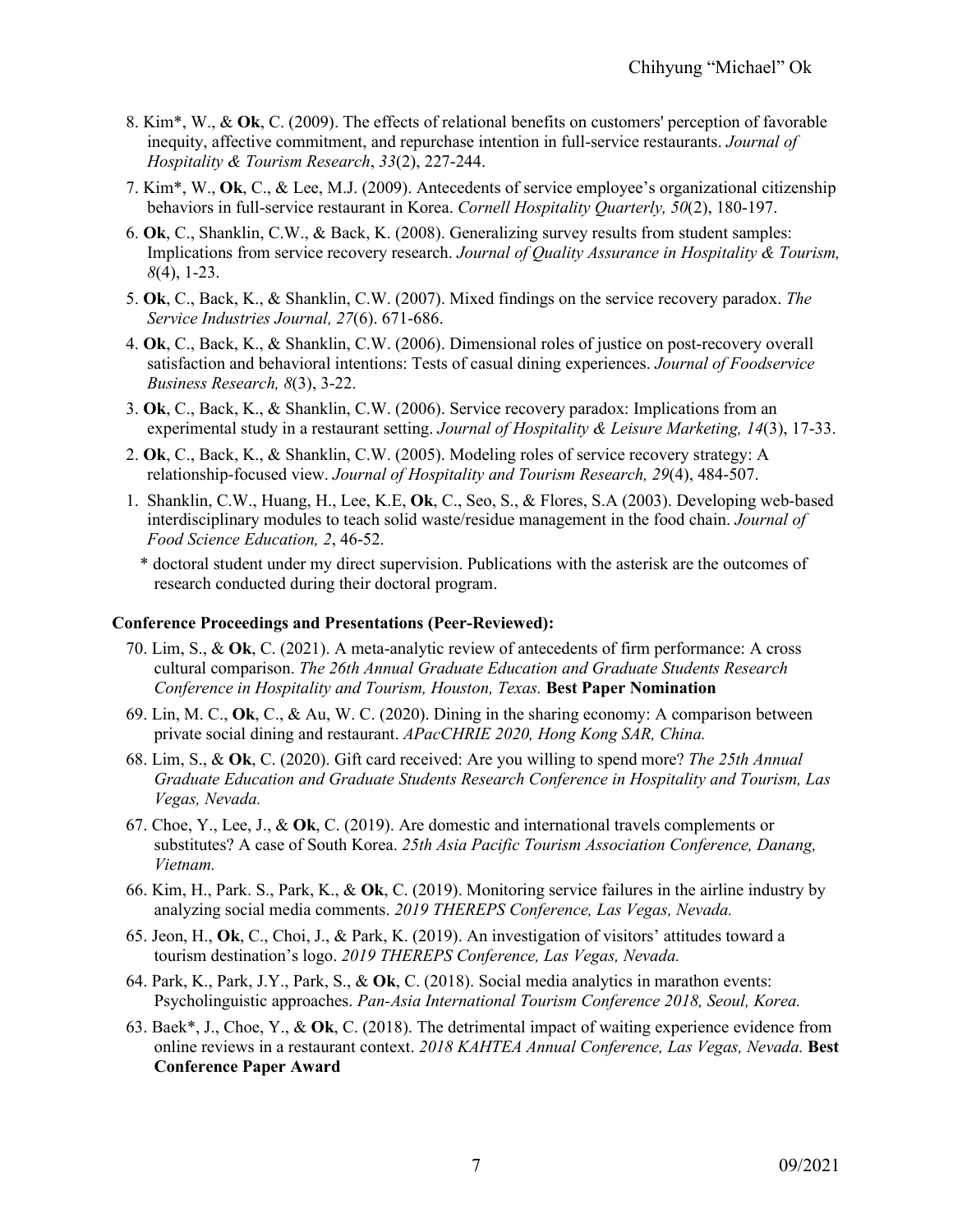8. Kim*, W., & **Ok**, C. (2009). The effects of relational benefits on customers' perception of favorable inequity, affective commitment, and repurchase intention in full-service restaurants. *Journal of Hospitality & Tourism Research*, *33*(2), 227-244.

7. Kim*, W., **Ok**, C., & Lee, M.J. (2009). Antecedents of service employee's organizational citizenship behaviors in full-service restaurant in Korea. *Cornell Hospitality Quarterly, 50*(2), 180-197.

6. **Ok**, C., Shanklin, C.W., & Back, K. (2008). Generalizing survey results from student samples: Implications from service recovery research. *Journal of Quality Assurance in Hospitality & Tourism, 8*(4), 1-23.

5. **Ok**, C., Back, K., & Shanklin, C.W. (2007). Mixed findings on the service recovery paradox. *The Service Industries Journal, 27*(6). 671-686.

4. **Ok**, C., Back, K., & Shanklin, C.W. (2006). Dimensional roles of justice on post-recovery overall satisfaction and behavioral intentions: Tests of casual dining experiences. *Journal of Foodservice Business Research, 8*(3), 3-22.

3. **Ok**, C., Back, K., & Shanklin, C.W. (2006). Service recovery paradox: Implications from an experimental study in a restaurant setting. *Journal of Hospitality & Leisure Marketing, 14*(3), 17-33.

2. **Ok**, C., Back, K., & Shanklin, C.W. (2005). Modeling roles of service recovery strategy: A relationship-focused view. *Journal of Hospitality and Tourism Research, 29*(4), 484-507.

1. Shanklin, C.W., Huang, H., Lee, K.E, **Ok**, C., Seo, S., & Flores, S.A (2003). Developing web-based interdisciplinary modules to teach solid waste/residue management in the food chain. *Journal of Food Science Education, 2*, 46-52.

\* doctoral student under my direct supervision. Publications with the asterisk are the outcomes of research conducted during their doctoral program.

**Conference Proceedings and Presentations (Peer-Reviewed):**

70. Lim, S., & **Ok**, C. (2021). A meta-analytic review of antecedents of firm performance: A cross cultural comparison. *The 26th Annual Graduate Education and Graduate Students Research Conference in Hospitality and Tourism, Houston, Texas.* **Best Paper Nomination**

69. Lin, M. C., **Ok**, C., & Au, W. C. (2020). Dining in the sharing economy: A comparison between private social dining and restaurant. *APacCHRIE 2020, Hong Kong SAR, China.*

68. Lim, S., & **Ok**, C. (2020). Gift card received: Are you willing to spend more? *The 25th Annual Graduate Education and Graduate Students Research Conference in Hospitality and Tourism, Las Vegas, Nevada.*

67. Choe, Y., Lee, J., & **Ok**, C. (2019). Are domestic and international travels complements or substitutes? A case of South Korea. *25th Asia Pacific Tourism Association Conference, Danang, Vietnam.*

66. Kim, H., Park. S., Park, K., & **Ok**, C. (2019). Monitoring service failures in the airline industry by analyzing social media comments. *2019 THEREPS Conference, Las Vegas, Nevada.*

65. Jeon, H., **Ok**, C., Choi, J., & Park, K. (2019). An investigation of visitors' attitudes toward a tourism destination's logo. *2019 THEREPS Conference, Las Vegas, Nevada.*

64. Park, K., Park, J.Y., Park, S., & **Ok**, C. (2018). Social media analytics in marathon events: Psycholinguistic approaches. *Pan-Asia International Tourism Conference 2018, Seoul, Korea.*

63. Baek*, J., Choe, Y., & **Ok**, C. (2018). The detrimental impact of waiting experience evidence from online reviews in a restaurant context. *2018 KAHTEA Annual Conference, Las Vegas, Nevada.* **Best Conference Paper Award**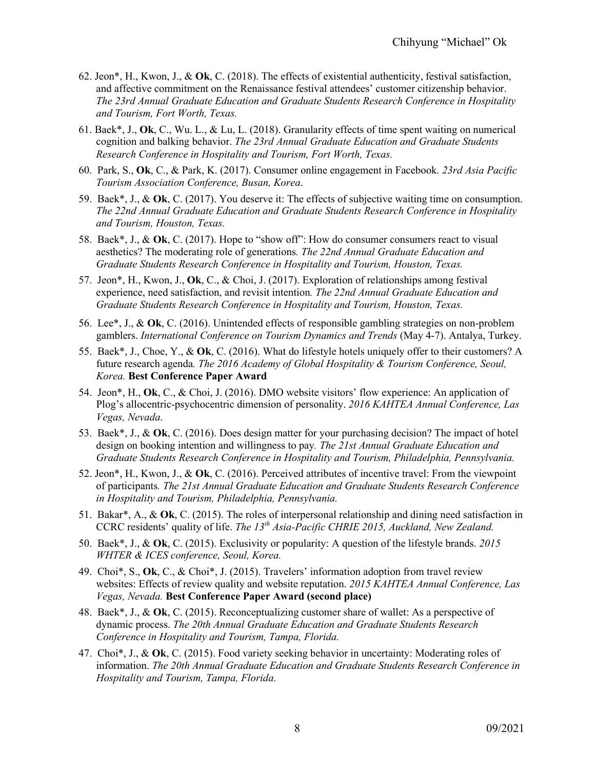62. Jeon*, H., Kwon, J., & **Ok**, C. (2018). The effects of existential authenticity, festival satisfaction, and affective commitment on the Renaissance festival attendees' customer citizenship behavior. *The 23rd Annual Graduate Education and Graduate Students Research Conference in Hospitality and Tourism, Fort Worth, Texas.*

61. Baek*, J., **Ok**, C., Wu. L., & Lu, L. (2018). Granularity effects of time spent waiting on numerical cognition and balking behavior. *The 23rd Annual Graduate Education and Graduate Students Research Conference in Hospitality and Tourism, Fort Worth, Texas.*

60. Park, S., **Ok**, C., & Park, K. (2017). Consumer online engagement in Facebook*. 23rd Asia Pacific Tourism Association Conference, Busan, Korea*.

59. Baek*, J., & **Ok**, C. (2017). You deserve it: The effects of subjective waiting time on consumption. *The 22nd Annual Graduate Education and Graduate Students Research Conference in Hospitality and Tourism, Houston, Texas.*

58. Baek*, J., & **Ok**, C. (2017). Hope to "show off": How do consumer consumers react to visual aesthetics? The moderating role of generations*. The 22nd Annual Graduate Education and Graduate Students Research Conference in Hospitality and Tourism, Houston, Texas.*

57. Jeon*, H., Kwon, J., **Ok**, C., & Choi, J. (2017). Exploration of relationships among festival experience, need satisfaction, and revisit intention*. The 22nd Annual Graduate Education and Graduate Students Research Conference in Hospitality and Tourism, Houston, Texas.*

56. Lee*, J., & **Ok**, C. (2016). Unintended effects of responsible gambling strategies on non-problem gamblers. *International Conference on Tourism Dynamics and Trends* (May 4-7). Antalya, Turkey.

55. Baek*, J., Choe, Y., & **Ok**, C. (2016). What do lifestyle hotels uniquely offer to their customers? A future research agenda*. The 2016 Academy of Global Hospitality & Tourism Conference, Seoul, Korea.* **Best Conference Paper Award**

54. Jeon*, H., **Ok**, C., & Choi, J. (2016). DMO website visitors' flow experience: An application of Plog's allocentric-psychocentric dimension of personality. *2016 KAHTEA Annual Conference, Las Vegas, Nevada.*

53. Baek*, J., & **Ok**, C. (2016). Does design matter for your purchasing decision? The impact of hotel design on booking intention and willingness to pay*. The 21st Annual Graduate Education and Graduate Students Research Conference in Hospitality and Tourism, Philadelphia, Pennsylvania.*

52. Jeon*, H., Kwon, J., & **Ok**, C. (2016). Perceived attributes of incentive travel: From the viewpoint of participants*. The 21st Annual Graduate Education and Graduate Students Research Conference in Hospitality and Tourism, Philadelphia, Pennsylvania.*

51. Bakar*, A., & **Ok**, C. (2015). The roles of interpersonal relationship and dining need satisfaction in CCRC residents' quality of life. *The 13th Asia-Pacific CHRIE 2015, Auckland, New Zealand.*

50. Baek*, J., & **Ok**, C. (2015). Exclusivity or popularity: A question of the lifestyle brands. *2015 WHTER & ICES conference, Seoul, Korea.*

49. Choi*, S., **Ok**, C., & Choi*, J. (2015). Travelers' information adoption from travel review websites: Effects of review quality and website reputation. *2015 KAHTEA Annual Conference, Las Vegas, Nevada.* **Best Conference Paper Award (second place)**

48. Baek*, J., & **Ok**, C. (2015). Reconceptualizing customer share of wallet: As a perspective of dynamic process. *The 20th Annual Graduate Education and Graduate Students Research Conference in Hospitality and Tourism, Tampa, Florida.*

47. Choi*, J., & **Ok**, C. (2015). Food variety seeking behavior in uncertainty: Moderating roles of information. *The 20th Annual Graduate Education and Graduate Students Research Conference in Hospitality and Tourism, Tampa, Florida.*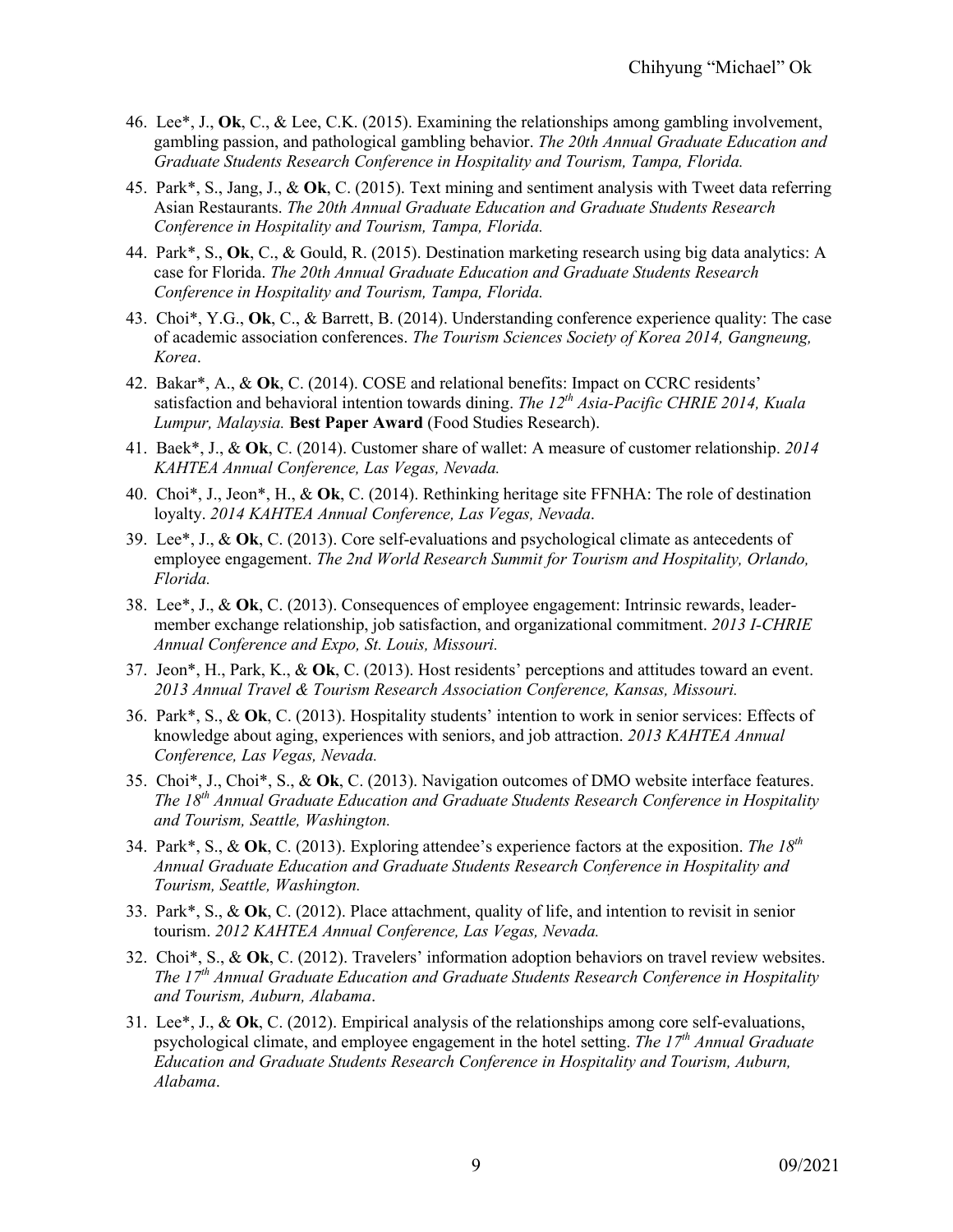46. Lee*, J., **Ok**, C., & Lee, C.K. (2015). Examining the relationships among gambling involvement, gambling passion, and pathological gambling behavior. *The 20th Annual Graduate Education and Graduate Students Research Conference in Hospitality and Tourism, Tampa, Florida.*

45. Park*, S., Jang, J., & **Ok**, C. (2015). Text mining and sentiment analysis with Tweet data referring Asian Restaurants. *The 20th Annual Graduate Education and Graduate Students Research Conference in Hospitality and Tourism, Tampa, Florida.*

44. Park*, S., **Ok**, C., & Gould, R. (2015). Destination marketing research using big data analytics: A case for Florida. *The 20th Annual Graduate Education and Graduate Students Research Conference in Hospitality and Tourism, Tampa, Florida.*

43. Choi*, Y.G., **Ok**, C., & Barrett, B. (2014). Understanding conference experience quality: The case of academic association conferences. *The Tourism Sciences Society of Korea 2014, Gangneung, Korea*.

42. Bakar*, A., & **Ok**, C. (2014). COSE and relational benefits: Impact on CCRC residents' satisfaction and behavioral intention towards dining. *The 12th Asia-Pacific CHRIE 2014, Kuala Lumpur, Malaysia.* **Best Paper Award** (Food Studies Research).

41. Baek*, J., & **Ok**, C. (2014). Customer share of wallet: A measure of customer relationship. *2014 KAHTEA Annual Conference, Las Vegas, Nevada.*

40. Choi*, J., Jeon*, H., & **Ok**, C. (2014). Rethinking heritage site FFNHA: The role of destination loyalty. *2014 KAHTEA Annual Conference, Las Vegas, Nevada*.

39. Lee*, J., & **Ok**, C. (2013). Core self-evaluations and psychological climate as antecedents of employee engagement. *The 2nd World Research Summit for Tourism and Hospitality, Orlando, Florida.*

38. Lee*, J., & **Ok**, C. (2013). Consequences of employee engagement: Intrinsic rewards, leader-member exchange relationship, job satisfaction, and organizational commitment. *2013 I-CHRIE Annual Conference and Expo, St. Louis, Missouri.*

37. Jeon*, H., Park, K., & **Ok**, C. (2013). Host residents' perceptions and attitudes toward an event. *2013 Annual Travel & Tourism Research Association Conference, Kansas, Missouri.*

36. Park*, S., & **Ok**, C. (2013). Hospitality students' intention to work in senior services: Effects of knowledge about aging, experiences with seniors, and job attraction. *2013 KAHTEA Annual Conference, Las Vegas, Nevada.*

35. Choi*, J., Choi*, S., & **Ok**, C. (2013). Navigation outcomes of DMO website interface features. *The 18th Annual Graduate Education and Graduate Students Research Conference in Hospitality and Tourism, Seattle, Washington.*

34. Park*, S., & **Ok**, C. (2013). Exploring attendee's experience factors at the exposition. *The 18th Annual Graduate Education and Graduate Students Research Conference in Hospitality and Tourism, Seattle, Washington.*

33. Park*, S., & **Ok**, C. (2012). Place attachment, quality of life, and intention to revisit in senior tourism. *2012 KAHTEA Annual Conference, Las Vegas, Nevada.*

32. Choi*, S., & **Ok**, C. (2012). Travelers' information adoption behaviors on travel review websites. *The 17th Annual Graduate Education and Graduate Students Research Conference in Hospitality and Tourism, Auburn, Alabama*.

31. Lee*, J., & **Ok**, C. (2012). Empirical analysis of the relationships among core self-evaluations, psychological climate, and employee engagement in the hotel setting. *The 17th Annual Graduate Education and Graduate Students Research Conference in Hospitality and Tourism, Auburn, Alabama*.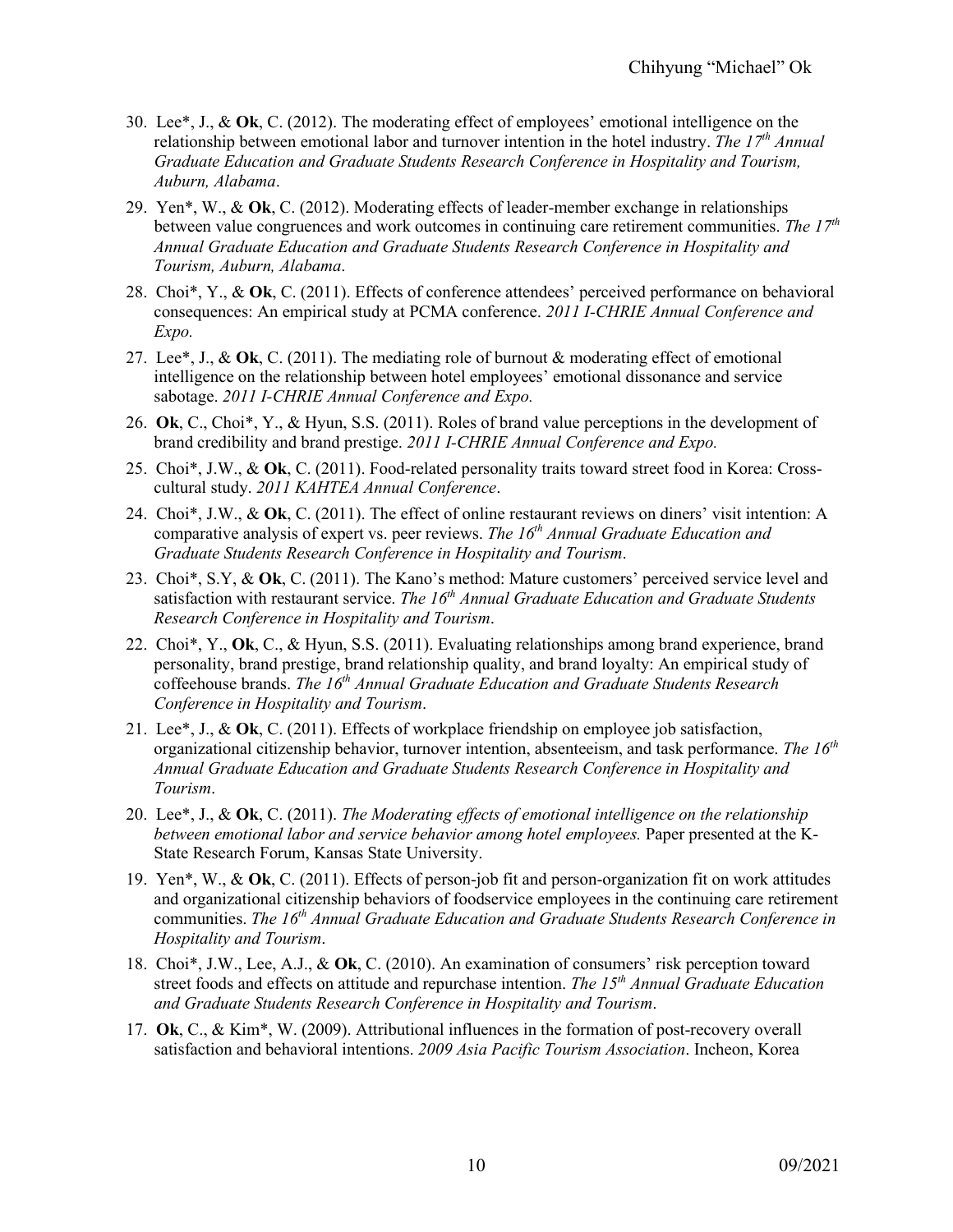30. Lee*, J., & **Ok**, C. (2012). The moderating effect of employees' emotional intelligence on the relationship between emotional labor and turnover intention in the hotel industry. *The 17th Annual Graduate Education and Graduate Students Research Conference in Hospitality and Tourism, Auburn, Alabama*.

29. Yen*, W., & **Ok**, C. (2012). Moderating effects of leader-member exchange in relationships between value congruences and work outcomes in continuing care retirement communities. *The 17th Annual Graduate Education and Graduate Students Research Conference in Hospitality and Tourism, Auburn, Alabama*.

28. Choi*, Y., & **Ok**, C. (2011). Effects of conference attendees' perceived performance on behavioral consequences: An empirical study at PCMA conference. *2011 I-CHRIE Annual Conference and Expo.*

27. Lee*, J., & **Ok**, C. (2011). The mediating role of burnout & moderating effect of emotional intelligence on the relationship between hotel employees' emotional dissonance and service sabotage. *2011 I-CHRIE Annual Conference and Expo.*

26. **Ok**, C., Choi*, Y., & Hyun, S.S. (2011). Roles of brand value perceptions in the development of brand credibility and brand prestige. *2011 I-CHRIE Annual Conference and Expo.*

25. Choi*, J.W., & **Ok**, C. (2011). Food-related personality traits toward street food in Korea: Cross-cultural study. *2011 KAHTEA Annual Conference*.

24. Choi*, J.W., & **Ok**, C. (2011). The effect of online restaurant reviews on diners' visit intention: A comparative analysis of expert vs. peer reviews. *The 16th Annual Graduate Education and Graduate Students Research Conference in Hospitality and Tourism*.

23. Choi*, S.Y, & **Ok**, C. (2011). The Kano's method: Mature customers' perceived service level and satisfaction with restaurant service. *The 16th Annual Graduate Education and Graduate Students Research Conference in Hospitality and Tourism*.

22. Choi*, Y., **Ok**, C., & Hyun, S.S. (2011). Evaluating relationships among brand experience, brand personality, brand prestige, brand relationship quality, and brand loyalty: An empirical study of coffeehouse brands. *The 16th Annual Graduate Education and Graduate Students Research Conference in Hospitality and Tourism*.

21. Lee*, J., & **Ok**, C. (2011). Effects of workplace friendship on employee job satisfaction, organizational citizenship behavior, turnover intention, absenteeism, and task performance. *The 16th Annual Graduate Education and Graduate Students Research Conference in Hospitality and Tourism*.

20. Lee*, J., & **Ok**, C. (2011). *The Moderating effects of emotional intelligence on the relationship between emotional labor and service behavior among hotel employees.* Paper presented at the K-State Research Forum, Kansas State University.

19. Yen*, W., & **Ok**, C. (2011). Effects of person-job fit and person-organization fit on work attitudes and organizational citizenship behaviors of foodservice employees in the continuing care retirement communities. *The 16th Annual Graduate Education and Graduate Students Research Conference in Hospitality and Tourism*.

18. Choi*, J.W., Lee, A.J., & **Ok**, C. (2010). An examination of consumers' risk perception toward street foods and effects on attitude and repurchase intention. *The 15th Annual Graduate Education and Graduate Students Research Conference in Hospitality and Tourism*.

17. **Ok**, C., & Kim*, W. (2009). Attributional influences in the formation of post-recovery overall satisfaction and behavioral intentions. *2009 Asia Pacific Tourism Association*. Incheon, Korea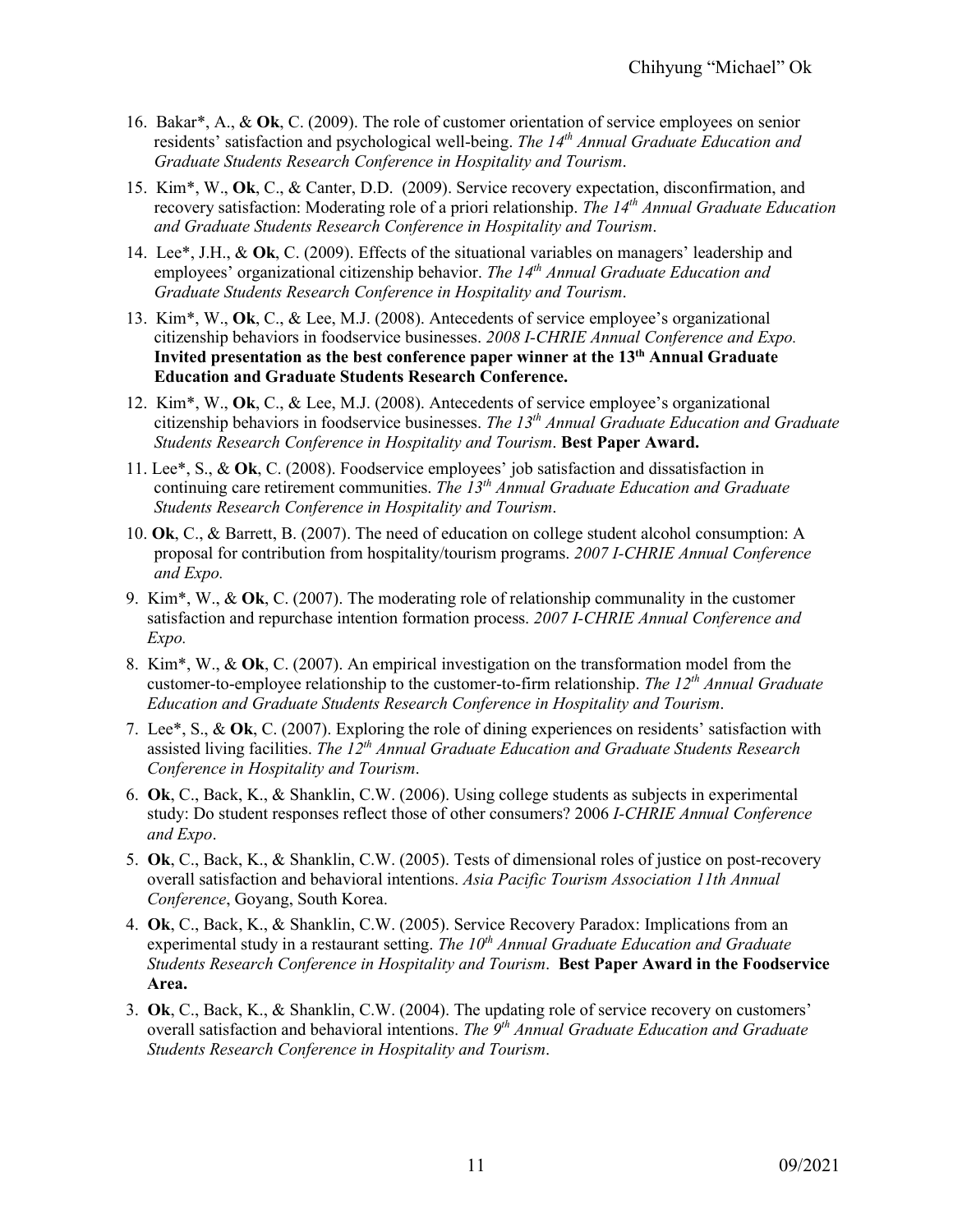16. Bakar*, A., & **Ok**, C. (2009). The role of customer orientation of service employees on senior residents' satisfaction and psychological well-being. *The 14th Annual Graduate Education and Graduate Students Research Conference in Hospitality and Tourism*.

15. Kim*, W., **Ok**, C., & Canter, D.D. (2009). Service recovery expectation, disconfirmation, and recovery satisfaction: Moderating role of a priori relationship. *The 14th Annual Graduate Education and Graduate Students Research Conference in Hospitality and Tourism*.

14. Lee*, J.H., & **Ok**, C. (2009). Effects of the situational variables on managers' leadership and employees' organizational citizenship behavior. *The 14th Annual Graduate Education and Graduate Students Research Conference in Hospitality and Tourism*.

13. Kim*, W., **Ok**, C., & Lee, M.J. (2008). Antecedents of service employee's organizational citizenship behaviors in foodservice businesses. *2008 I-CHRIE Annual Conference and Expo.* **Invited presentation as the best conference paper winner at the 13th Annual Graduate Education and Graduate Students Research Conference.**

12. Kim*, W., **Ok**, C., & Lee, M.J. (2008). Antecedents of service employee's organizational citizenship behaviors in foodservice businesses. *The 13th Annual Graduate Education and Graduate Students Research Conference in Hospitality and Tourism*. **Best Paper Award.**

11. Lee*, S., & **Ok**, C. (2008). Foodservice employees' job satisfaction and dissatisfaction in continuing care retirement communities. *The 13th Annual Graduate Education and Graduate Students Research Conference in Hospitality and Tourism*.

10. **Ok**, C., & Barrett, B. (2007). The need of education on college student alcohol consumption: A proposal for contribution from hospitality/tourism programs. *2007 I-CHRIE Annual Conference and Expo.*

9. Kim*, W., & **Ok**, C. (2007). The moderating role of relationship communality in the customer satisfaction and repurchase intention formation process. *2007 I-CHRIE Annual Conference and Expo.*

8. Kim*, W., & **Ok**, C. (2007). An empirical investigation on the transformation model from the customer-to-employee relationship to the customer-to-firm relationship. *The 12th Annual Graduate Education and Graduate Students Research Conference in Hospitality and Tourism*.

7. Lee*, S., & **Ok**, C. (2007). Exploring the role of dining experiences on residents' satisfaction with assisted living facilities. *The 12th Annual Graduate Education and Graduate Students Research Conference in Hospitality and Tourism*.

6. **Ok**, C., Back, K., & Shanklin, C.W. (2006). Using college students as subjects in experimental study: Do student responses reflect those of other consumers? 2006 *I-CHRIE Annual Conference and Expo*.

5. **Ok**, C., Back, K., & Shanklin, C.W. (2005). Tests of dimensional roles of justice on post-recovery overall satisfaction and behavioral intentions. *Asia Pacific Tourism Association 11th Annual Conference*, Goyang, South Korea.

4. **Ok**, C., Back, K., & Shanklin, C.W. (2005). Service Recovery Paradox: Implications from an experimental study in a restaurant setting. *The 10th Annual Graduate Education and Graduate Students Research Conference in Hospitality and Tourism*. **Best Paper Award in the Foodservice Area.**

3. **Ok**, C., Back, K., & Shanklin, C.W. (2004). The updating role of service recovery on customers' overall satisfaction and behavioral intentions. *The 9th Annual Graduate Education and Graduate Students Research Conference in Hospitality and Tourism*.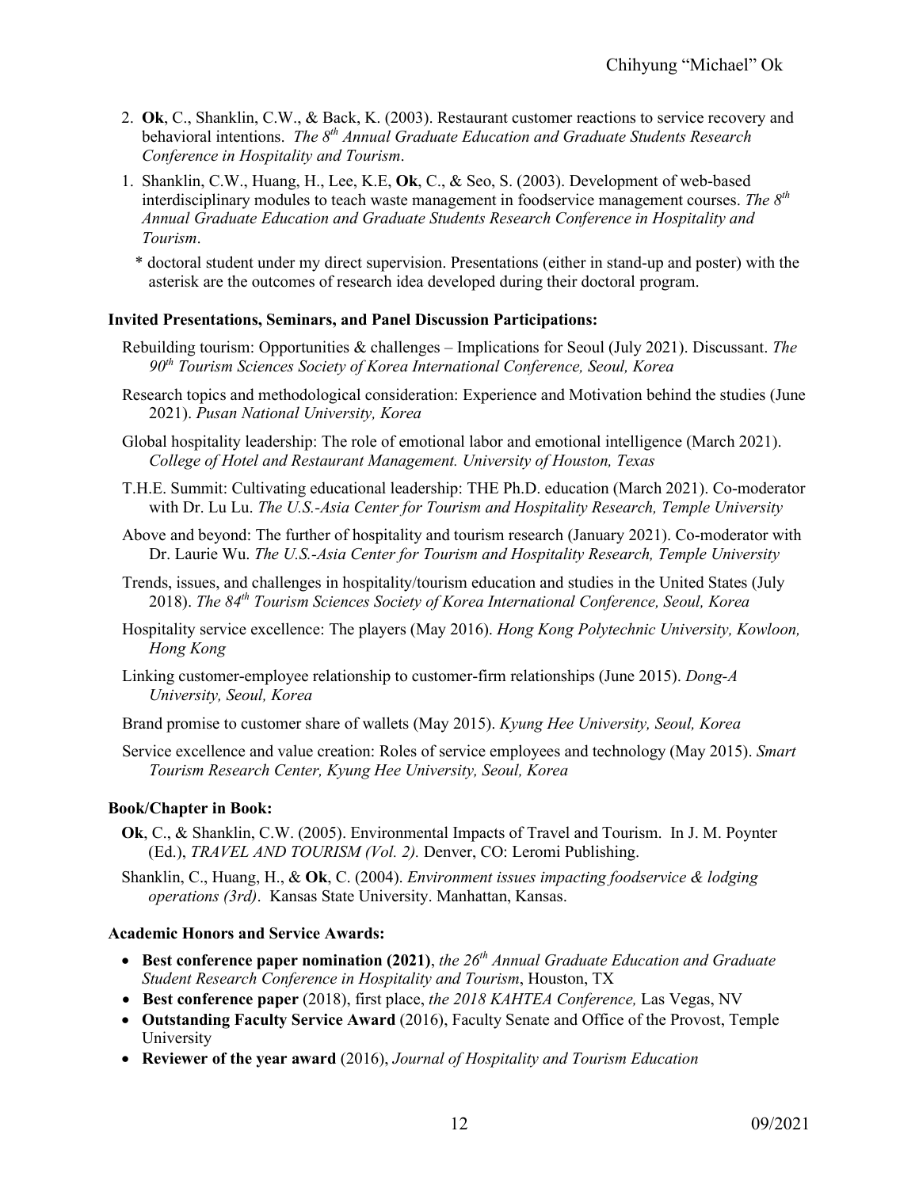2. **Ok**, C., Shanklin, C.W., & Back, K. (2003). Restaurant customer reactions to service recovery and behavioral intentions. *The 8th Annual Graduate Education and Graduate Students Research Conference in Hospitality and Tourism*.
1. Shanklin, C.W., Huang, H., Lee, K.E, **Ok**, C., & Seo, S. (2003). Development of web-based interdisciplinary modules to teach waste management in foodservice management courses. *The 8th Annual Graduate Education and Graduate Students Research Conference in Hospitality and Tourism*.

\* doctoral student under my direct supervision. Presentations (either in stand-up and poster) with the asterisk are the outcomes of research idea developed during their doctoral program.

**Invited Presentations, Seminars, and Panel Discussion Participations:**

Rebuilding tourism: Opportunities & challenges – Implications for Seoul (July 2021). Discussant. *The 90th Tourism Sciences Society of Korea International Conference, Seoul, Korea*

Research topics and methodological consideration: Experience and Motivation behind the studies (June 2021). *Pusan National University, Korea*

Global hospitality leadership: The role of emotional labor and emotional intelligence (March 2021). *College of Hotel and Restaurant Management. University of Houston, Texas*

T.H.E. Summit: Cultivating educational leadership: THE Ph.D. education (March 2021). Co-moderator with Dr. Lu Lu. *The U.S.-Asia Center for Tourism and Hospitality Research, Temple University*

Above and beyond: The further of hospitality and tourism research (January 2021). Co-moderator with Dr. Laurie Wu. *The U.S.-Asia Center for Tourism and Hospitality Research, Temple University*

Trends, issues, and challenges in hospitality/tourism education and studies in the United States (July 2018). *The 84th Tourism Sciences Society of Korea International Conference, Seoul, Korea*

Hospitality service excellence: The players (May 2016). *Hong Kong Polytechnic University, Kowloon, Hong Kong*

Linking customer-employee relationship to customer-firm relationships (June 2015). *Dong-A University, Seoul, Korea*

Brand promise to customer share of wallets (May 2015). *Kyung Hee University, Seoul, Korea*

Service excellence and value creation: Roles of service employees and technology (May 2015). *Smart Tourism Research Center, Kyung Hee University, Seoul, Korea*

**Book/Chapter in Book:**

**Ok**, C., & Shanklin, C.W. (2005). Environmental Impacts of Travel and Tourism. In J. M. Poynter (Ed.), *TRAVEL AND TOURISM (Vol. 2).* Denver, CO: Leromi Publishing.

Shanklin, C., Huang, H., & **Ok**, C. (2004). *Environment issues impacting foodservice & lodging operations (3rd)*. Kansas State University. Manhattan, Kansas.

**Academic Honors and Service Awards:**

- **Best conference paper nomination (2021)**, *the 26th Annual Graduate Education and Graduate Student Research Conference in Hospitality and Tourism*, Houston, TX
- **Best conference paper** (2018), first place, *the 2018 KAHTEA Conference,* Las Vegas, NV
- **Outstanding Faculty Service Award** (2016), Faculty Senate and Office of the Provost, Temple University
- **Reviewer of the year award** (2016), *Journal of Hospitality and Tourism Education*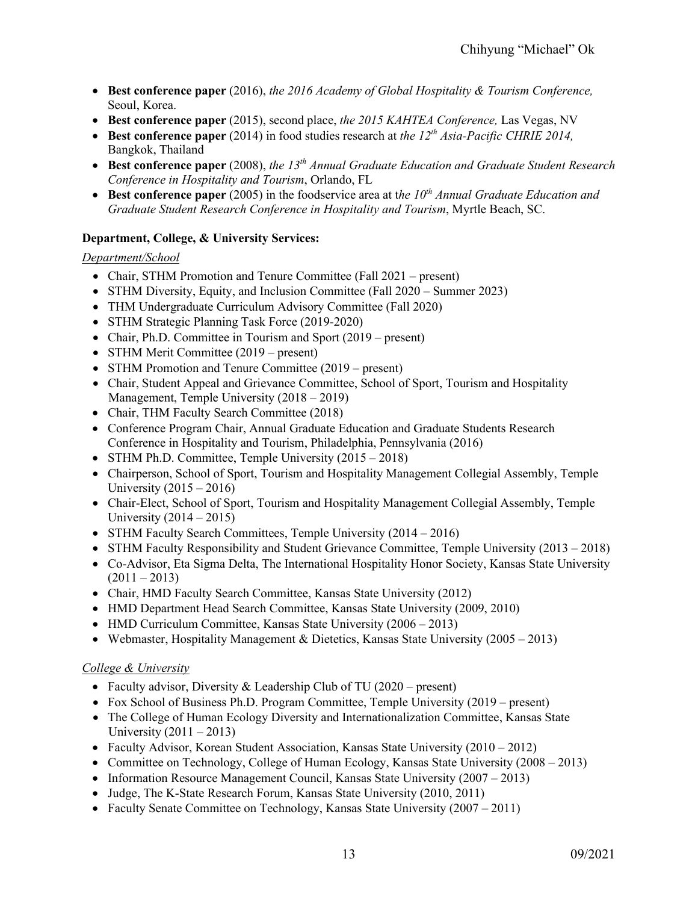- **Best conference paper** (2016), *the 2016 Academy of Global Hospitality & Tourism Conference,* Seoul, Korea.
- **Best conference paper** (2015), second place, *the 2015 KAHTEA Conference,* Las Vegas, NV
- **Best conference paper** (2014) in food studies research at *the 12th Asia-Pacific CHRIE 2014,* Bangkok, Thailand
- **Best conference paper** (2008), *the 13th Annual Graduate Education and Graduate Student Research Conference in Hospitality and Tourism*, Orlando, FL
- **Best conference paper** (2005) in the foodservice area at t*he 10th Annual Graduate Education and Graduate Student Research Conference in Hospitality and Tourism*, Myrtle Beach, SC.

**Department, College, & University Services:**

*Department/School*

- Chair, STHM Promotion and Tenure Committee (Fall 2021 – present)
- STHM Diversity, Equity, and Inclusion Committee (Fall 2020 – Summer 2023)
- THM Undergraduate Curriculum Advisory Committee (Fall 2020)
- STHM Strategic Planning Task Force (2019-2020)
- Chair, Ph.D. Committee in Tourism and Sport (2019 – present)
- STHM Merit Committee (2019 – present)
- STHM Promotion and Tenure Committee (2019 – present)
- Chair, Student Appeal and Grievance Committee, School of Sport, Tourism and Hospitality Management, Temple University (2018 – 2019)
- Chair, THM Faculty Search Committee (2018)
- Conference Program Chair, Annual Graduate Education and Graduate Students Research Conference in Hospitality and Tourism, Philadelphia, Pennsylvania (2016)
- STHM Ph.D. Committee, Temple University (2015 – 2018)
- Chairperson, School of Sport, Tourism and Hospitality Management Collegial Assembly, Temple University (2015 – 2016)
- Chair-Elect, School of Sport, Tourism and Hospitality Management Collegial Assembly, Temple University (2014 – 2015)
- STHM Faculty Search Committees, Temple University (2014 – 2016)
- STHM Faculty Responsibility and Student Grievance Committee, Temple University (2013 – 2018)
- Co-Advisor, Eta Sigma Delta, The International Hospitality Honor Society, Kansas State University (2011 – 2013)
- Chair, HMD Faculty Search Committee, Kansas State University (2012)
- HMD Department Head Search Committee, Kansas State University (2009, 2010)
- HMD Curriculum Committee, Kansas State University (2006 – 2013)
- Webmaster, Hospitality Management & Dietetics, Kansas State University (2005 – 2013)

*College & University*

- Faculty advisor, Diversity & Leadership Club of TU (2020 – present)
- Fox School of Business Ph.D. Program Committee, Temple University (2019 – present)
- The College of Human Ecology Diversity and Internationalization Committee, Kansas State University (2011 – 2013)
- Faculty Advisor, Korean Student Association, Kansas State University (2010 – 2012)
- Committee on Technology, College of Human Ecology, Kansas State University (2008 – 2013)
- Information Resource Management Council, Kansas State University (2007 – 2013)
- Judge, The K-State Research Forum, Kansas State University (2010, 2011)
- Faculty Senate Committee on Technology, Kansas State University (2007 – 2011)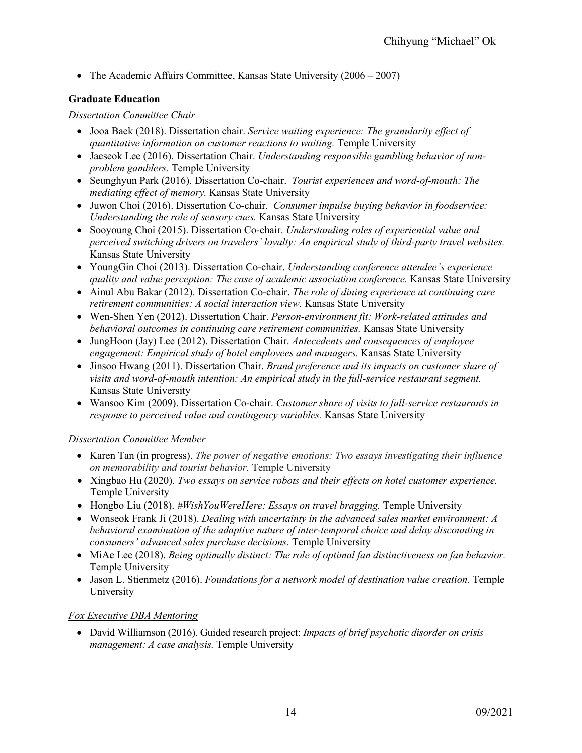- The Academic Affairs Committee, Kansas State University (2006 – 2007)

**Graduate Education**

*Dissertation Committee Chair*

- Jooa Baek (2018). Dissertation chair. *Service waiting experience: The granularity effect of quantitative information on customer reactions to waiting.* Temple University
- Jaeseok Lee (2016). Dissertation Chair. *Understanding responsible gambling behavior of non-problem gamblers.* Temple University
- Seunghyun Park (2016). Dissertation Co-chair. *Tourist experiences and word-of-mouth: The mediating effect of memory.* Kansas State University
- Juwon Choi (2016). Dissertation Co-chair. *Consumer impulse buying behavior in foodservice: Understanding the role of sensory cues.* Kansas State University
- Sooyoung Choi (2015). Dissertation Co-chair. *Understanding roles of experiential value and perceived switching drivers on travelers' loyalty: An empirical study of third-party travel websites.* Kansas State University
- YoungGin Choi (2013). Dissertation Co-chair. *Understanding conference attendee's experience quality and value perception: The case of academic association conference.* Kansas State University
- Ainul Abu Bakar (2012). Dissertation Co-chair. *The role of dining experience at continuing care retirement communities: A social interaction view.* Kansas State University
- Wen-Shen Yen (2012). Dissertation Chair. *Person-environment fit: Work-related attitudes and behavioral outcomes in continuing care retirement communities.* Kansas State University
- JungHoon (Jay) Lee (2012). Dissertation Chair. *Antecedents and consequences of employee engagement: Empirical study of hotel employees and managers.* Kansas State University
- Jinsoo Hwang (2011). Dissertation Chair. *Brand preference and its impacts on customer share of visits and word-of-mouth intention: An empirical study in the full-service restaurant segment.* Kansas State University
- Wansoo Kim (2009). Dissertation Co-chair. *Customer share of visits to full-service restaurants in response to perceived value and contingency variables.* Kansas State University

*Dissertation Committee Member*

- Karen Tan (in progress). *The power of negative emotions: Two essays investigating their influence on memorability and tourist behavior.* Temple University
- Xingbao Hu (2020). *Two essays on service robots and their effects on hotel customer experience.* Temple University
- Hongbo Liu (2018). *#WishYouWereHere: Essays on travel bragging.* Temple University
- Wonseok Frank Ji (2018). *Dealing with uncertainty in the advanced sales market environment: A behavioral examination of the adaptive nature of inter-temporal choice and delay discounting in consumers' advanced sales purchase decisions.* Temple University
- MiAe Lee (2018). *Being optimally distinct: The role of optimal fan distinctiveness on fan behavior.* Temple University
- Jason L. Stienmetz (2016). *Foundations for a network model of destination value creation.* Temple University

*Fox Executive DBA Mentoring*

- David Williamson (2016). Guided research project: *Impacts of brief psychotic disorder on crisis management: A case analysis.* Temple University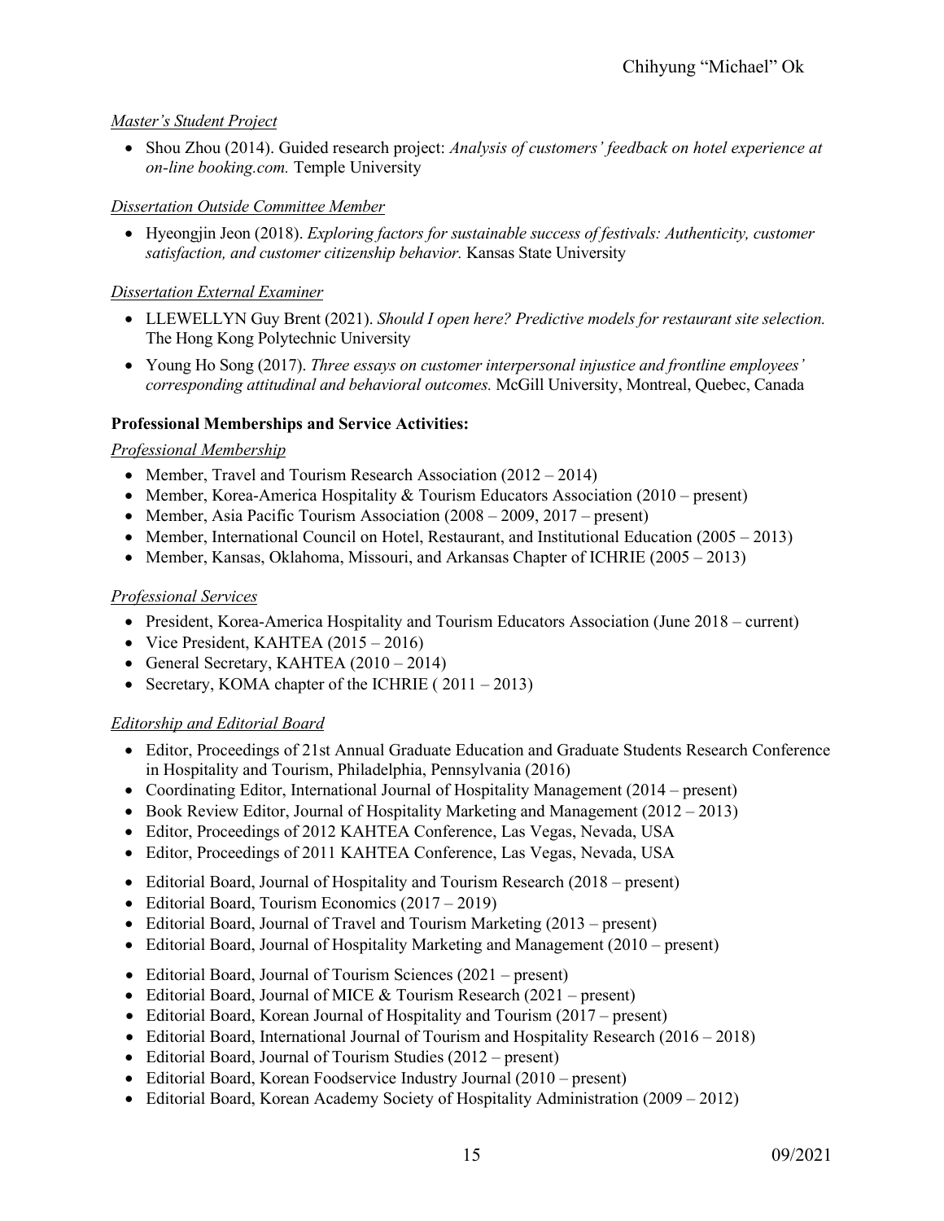*Master's Student Project*

- Shou Zhou (2014). Guided research project: *Analysis of customers' feedback on hotel experience at on-line booking.com.* Temple University

*Dissertation Outside Committee Member*

- Hyeongjin Jeon (2018). *Exploring factors for sustainable success of festivals: Authenticity, customer satisfaction, and customer citizenship behavior.* Kansas State University

*Dissertation External Examiner*

- LLEWELLYN Guy Brent (2021). *Should I open here? Predictive models for restaurant site selection.* The Hong Kong Polytechnic University
- Young Ho Song (2017). *Three essays on customer interpersonal injustice and frontline employees' corresponding attitudinal and behavioral outcomes.* McGill University, Montreal, Quebec, Canada

**Professional Memberships and Service Activities:**

*Professional Membership*

- Member, Travel and Tourism Research Association (2012 – 2014)
- Member, Korea-America Hospitality & Tourism Educators Association (2010 – present)
- Member, Asia Pacific Tourism Association (2008 – 2009, 2017 – present)
- Member, International Council on Hotel, Restaurant, and Institutional Education (2005 – 2013)
- Member, Kansas, Oklahoma, Missouri, and Arkansas Chapter of ICHRIE (2005 – 2013)

*Professional Services*

- President, Korea-America Hospitality and Tourism Educators Association (June 2018 – current)
- Vice President, KAHTEA (2015 – 2016)
- General Secretary, KAHTEA (2010 – 2014)
- Secretary, KOMA chapter of the ICHRIE ( 2011 – 2013)

*Editorship and Editorial Board*

- Editor, Proceedings of 21st Annual Graduate Education and Graduate Students Research Conference in Hospitality and Tourism, Philadelphia, Pennsylvania (2016)
- Coordinating Editor, International Journal of Hospitality Management (2014 – present)
- Book Review Editor, Journal of Hospitality Marketing and Management (2012 – 2013)
- Editor, Proceedings of 2012 KAHTEA Conference, Las Vegas, Nevada, USA
- Editor, Proceedings of 2011 KAHTEA Conference, Las Vegas, Nevada, USA

- Editorial Board, Journal of Hospitality and Tourism Research (2018 – present)
- Editorial Board, Tourism Economics (2017 – 2019)
- Editorial Board, Journal of Travel and Tourism Marketing (2013 – present)
- Editorial Board, Journal of Hospitality Marketing and Management (2010 – present)

- Editorial Board, Journal of Tourism Sciences (2021 – present)
- Editorial Board, Journal of MICE & Tourism Research (2021 – present)
- Editorial Board, Korean Journal of Hospitality and Tourism (2017 – present)
- Editorial Board, International Journal of Tourism and Hospitality Research (2016 – 2018)
- Editorial Board, Journal of Tourism Studies (2012 – present)
- Editorial Board, Korean Foodservice Industry Journal (2010 – present)
- Editorial Board, Korean Academy Society of Hospitality Administration (2009 – 2012)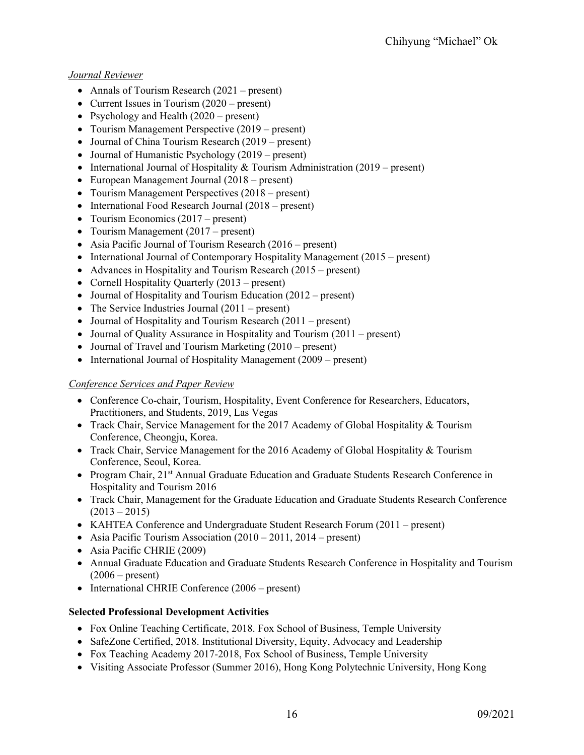*Journal Reviewer*

- Annals of Tourism Research (2021 – present)
- Current Issues in Tourism (2020 – present)
- Psychology and Health (2020 – present)
- Tourism Management Perspective (2019 – present)
- Journal of China Tourism Research (2019 – present)
- Journal of Humanistic Psychology (2019 – present)
- International Journal of Hospitality & Tourism Administration (2019 – present)
- European Management Journal (2018 – present)
- Tourism Management Perspectives (2018 – present)
- International Food Research Journal (2018 – present)
- Tourism Economics (2017 – present)
- Tourism Management (2017 – present)
- Asia Pacific Journal of Tourism Research (2016 – present)
- International Journal of Contemporary Hospitality Management (2015 – present)
- Advances in Hospitality and Tourism Research (2015 – present)
- Cornell Hospitality Quarterly (2013 – present)
- Journal of Hospitality and Tourism Education (2012 – present)
- The Service Industries Journal (2011 – present)
- Journal of Hospitality and Tourism Research (2011 – present)
- Journal of Quality Assurance in Hospitality and Tourism (2011 – present)
- Journal of Travel and Tourism Marketing (2010 – present)
- International Journal of Hospitality Management (2009 – present)

*Conference Services and Paper Review*

- Conference Co-chair, Tourism, Hospitality, Event Conference for Researchers, Educators, Practitioners, and Students, 2019, Las Vegas
- Track Chair, Service Management for the 2017 Academy of Global Hospitality & Tourism Conference, Cheongju, Korea.
- Track Chair, Service Management for the 2016 Academy of Global Hospitality & Tourism Conference, Seoul, Korea.
- Program Chair, 21st Annual Graduate Education and Graduate Students Research Conference in Hospitality and Tourism 2016
- Track Chair, Management for the Graduate Education and Graduate Students Research Conference (2013 – 2015)
- KAHTEA Conference and Undergraduate Student Research Forum (2011 – present)
- Asia Pacific Tourism Association (2010 – 2011, 2014 – present)
- Asia Pacific CHRIE (2009)
- Annual Graduate Education and Graduate Students Research Conference in Hospitality and Tourism (2006 – present)
- International CHRIE Conference (2006 – present)

**Selected Professional Development Activities**

- Fox Online Teaching Certificate, 2018. Fox School of Business, Temple University
- SafeZone Certified, 2018. Institutional Diversity, Equity, Advocacy and Leadership
- Fox Teaching Academy 2017-2018, Fox School of Business, Temple University
- Visiting Associate Professor (Summer 2016), Hong Kong Polytechnic University, Hong Kong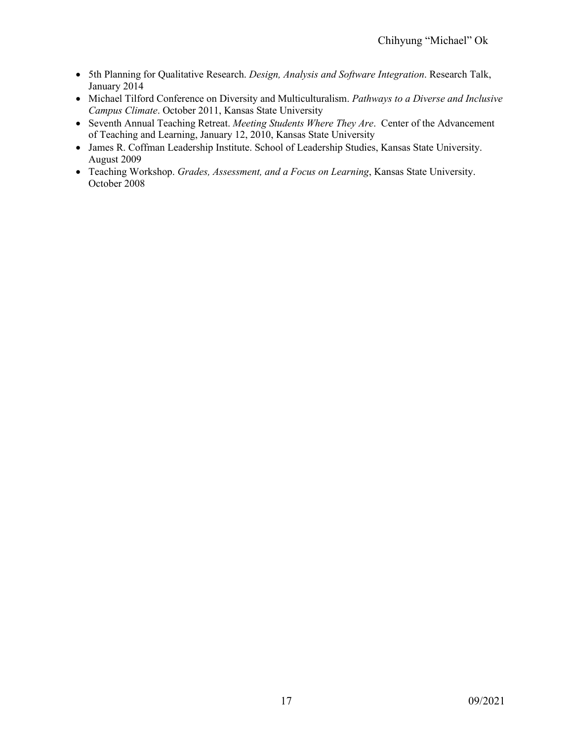- 5th Planning for Qualitative Research. *Design, Analysis and Software Integration*. Research Talk, January 2014
- Michael Tilford Conference on Diversity and Multiculturalism. *Pathways to a Diverse and Inclusive Campus Climate*. October 2011, Kansas State University
- Seventh Annual Teaching Retreat. *Meeting Students Where They Are*. Center of the Advancement of Teaching and Learning, January 12, 2010, Kansas State University
- James R. Coffman Leadership Institute. School of Leadership Studies, Kansas State University. August 2009
- Teaching Workshop. *Grades, Assessment, and a Focus on Learning*, Kansas State University. October 2008